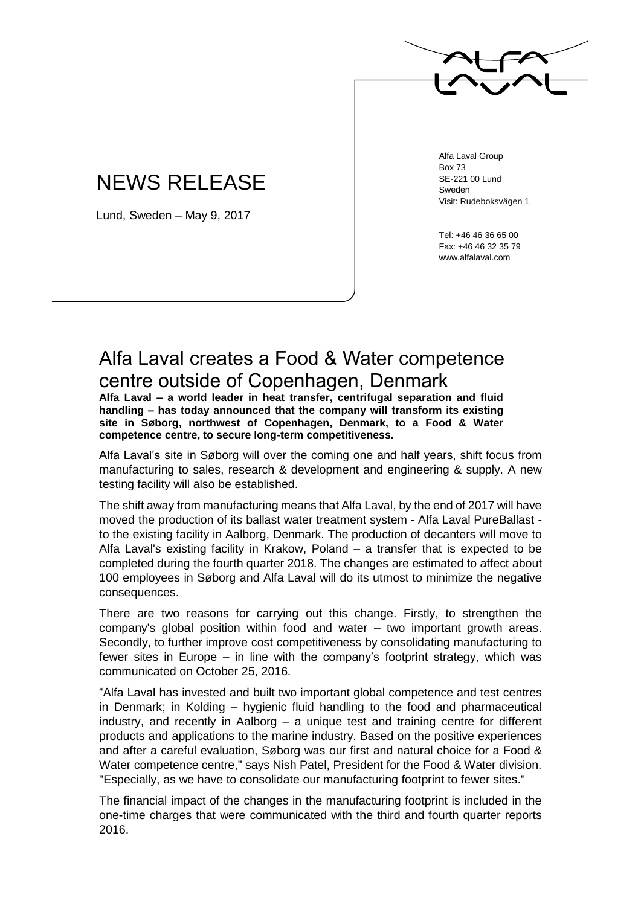# NEWS RELEASE

Lund, Sweden – May 9, 2017

Alfa Laval Group
Box 73
SE-221 00 Lund
Sweden
Visit: Rudeboksvägen 1

Tel: +46 46 36 65 00
Fax: +46 46 32 35 79
www.alfalaval.com

## Alfa Laval creates a Food & Water competence centre outside of Copenhagen, Denmark

**Alfa Laval – a world leader in heat transfer, centrifugal separation and fluid handling – has today announced that the company will transform its existing site in Søborg, northwest of Copenhagen, Denmark, to a Food & Water competence centre, to secure long-term competitiveness.**

Alfa Laval's site in Søborg will over the coming one and half years, shift focus from manufacturing to sales, research & development and engineering & supply. A new testing facility will also be established.

The shift away from manufacturing means that Alfa Laval, by the end of 2017 will have moved the production of its ballast water treatment system - Alfa Laval PureBallast - to the existing facility in Aalborg, Denmark. The production of decanters will move to Alfa Laval's existing facility in Krakow, Poland – a transfer that is expected to be completed during the fourth quarter 2018. The changes are estimated to affect about 100 employees in Søborg and Alfa Laval will do its utmost to minimize the negative consequences.

There are two reasons for carrying out this change. Firstly, to strengthen the company's global position within food and water – two important growth areas. Secondly, to further improve cost competitiveness by consolidating manufacturing to fewer sites in Europe – in line with the company's footprint strategy, which was communicated on October 25, 2016.

"Alfa Laval has invested and built two important global competence and test centres in Denmark; in Kolding – hygienic fluid handling to the food and pharmaceutical industry, and recently in Aalborg – a unique test and training centre for different products and applications to the marine industry. Based on the positive experiences and after a careful evaluation, Søborg was our first and natural choice for a Food & Water competence centre," says Nish Patel, President for the Food & Water division. "Especially, as we have to consolidate our manufacturing footprint to fewer sites."

The financial impact of the changes in the manufacturing footprint is included in the one-time charges that were communicated with the third and fourth quarter reports 2016.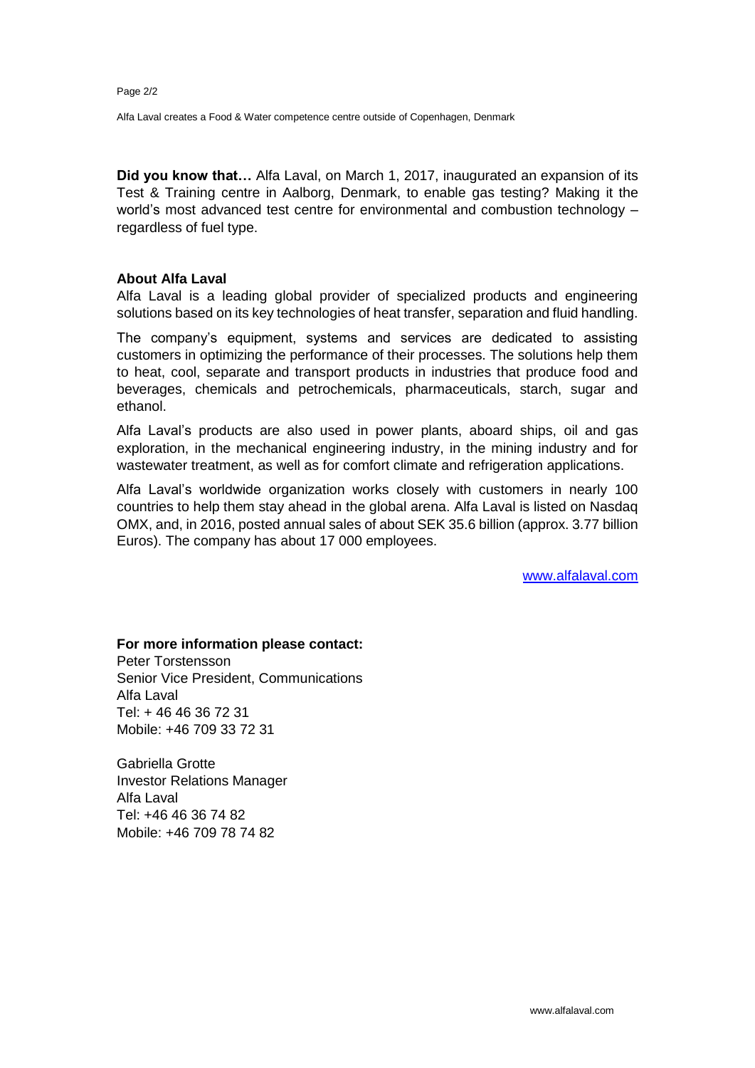**Did you know that…** Alfa Laval, on March 1, 2017, inaugurated an expansion of its Test & Training centre in Aalborg, Denmark, to enable gas testing? Making it the world's most advanced test centre for environmental and combustion technology – regardless of fuel type.

**About Alfa Laval**

Alfa Laval is a leading global provider of specialized products and engineering solutions based on its key technologies of heat transfer, separation and fluid handling.

The company's equipment, systems and services are dedicated to assisting customers in optimizing the performance of their processes. The solutions help them to heat, cool, separate and transport products in industries that produce food and beverages, chemicals and petrochemicals, pharmaceuticals, starch, sugar and ethanol.

Alfa Laval's products are also used in power plants, aboard ships, oil and gas exploration, in the mechanical engineering industry, in the mining industry and for wastewater treatment, as well as for comfort climate and refrigeration applications.

Alfa Laval's worldwide organization works closely with customers in nearly 100 countries to help them stay ahead in the global arena. Alfa Laval is listed on Nasdaq OMX, and, in 2016, posted annual sales of about SEK 35.6 billion (approx. 3.77 billion Euros). The company has about 17 000 employees.

www.alfalaval.com

**For more information please contact:**

Peter Torstensson
Senior Vice President, Communications
Alfa Laval
Tel: + 46 46 36 72 31
Mobile: +46 709 33 72 31

Gabriella Grotte
Investor Relations Manager
Alfa Laval
Tel: +46 46 36 74 82
Mobile: +46 709 78 74 82